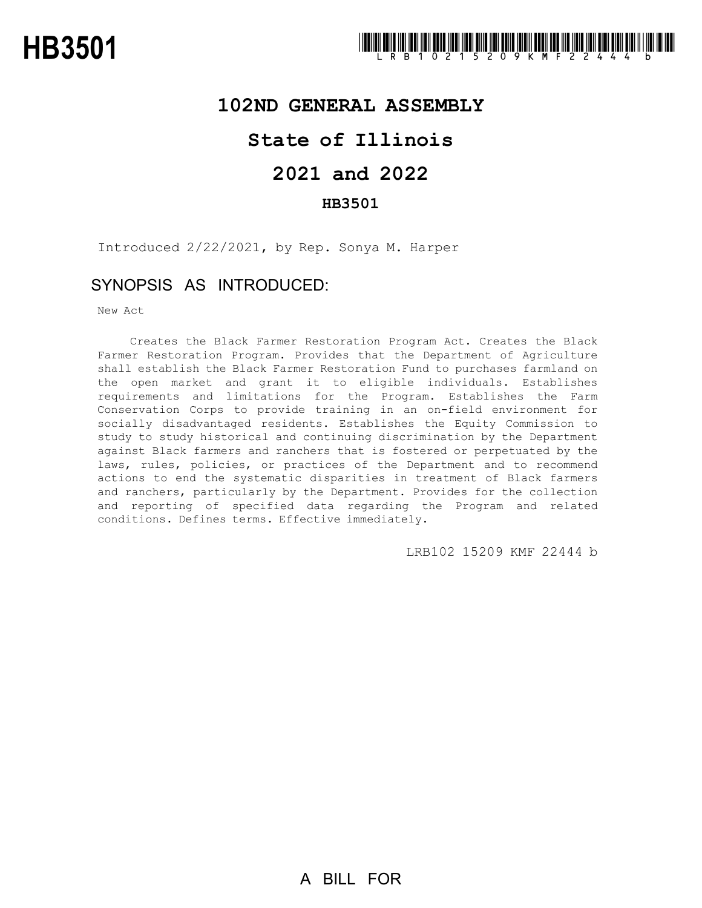# HB3501

LRB102 15209 KMF 22444 b

## 102ND GENERAL ASSEMBLY

## State of Illinois

## 2021 and 2022

### HB3501

Introduced 2/22/2021, by Rep. Sonya M. Harper

### SYNOPSIS AS INTRODUCED:

New Act

Creates the Black Farmer Restoration Program Act. Creates the Black Farmer Restoration Program. Provides that the Department of Agriculture shall establish the Black Farmer Restoration Fund to purchases farmland on the open market and grant it to eligible individuals. Establishes requirements and limitations for the Program. Establishes the Farm Conservation Corps to provide training in an on-field environment for socially disadvantaged residents. Establishes the Equity Commission to study to study historical and continuing discrimination by the Department against Black farmers and ranchers that is fostered or perpetuated by the laws, rules, policies, or practices of the Department and to recommend actions to end the systematic disparities in treatment of Black farmers and ranchers, particularly by the Department. Provides for the collection and reporting of specified data regarding the Program and related conditions. Defines terms. Effective immediately.

LRB102 15209 KMF 22444 b

A BILL FOR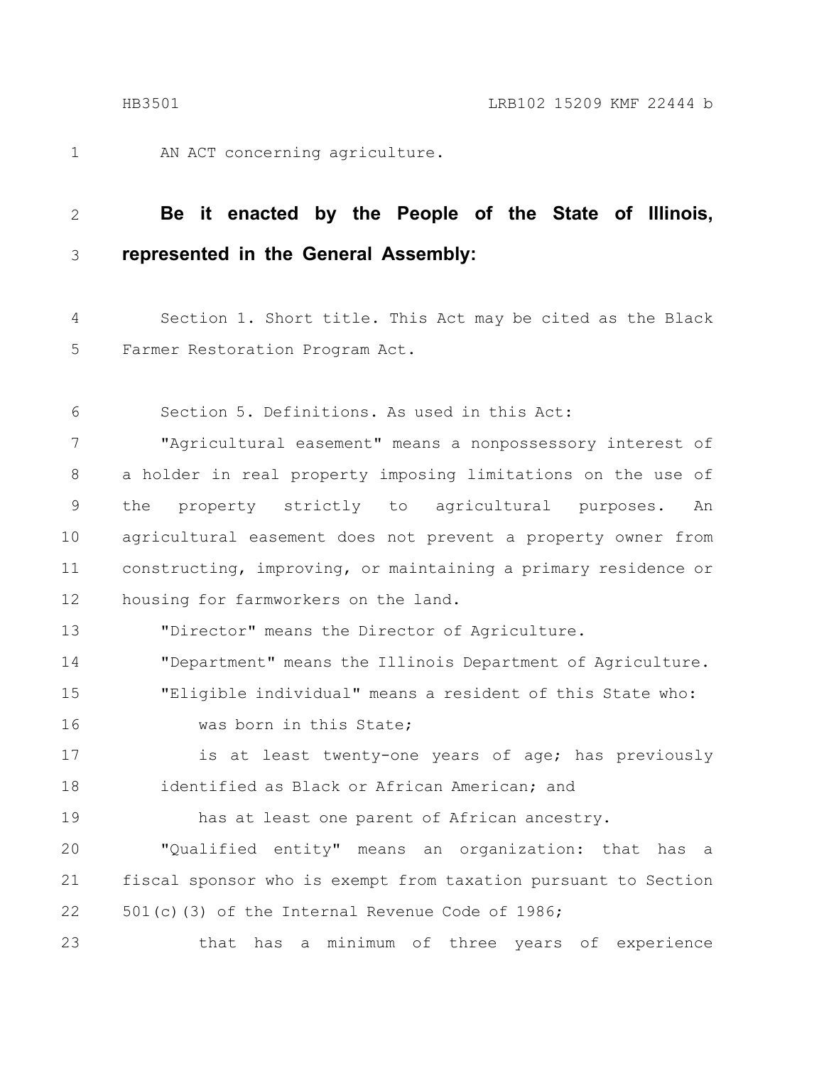AN ACT concerning agriculture.

**Be it enacted by the People of the State of Illinois, represented in the General Assembly:**

Section 1. Short title. This Act may be cited as the Black Farmer Restoration Program Act.

Section 5. Definitions. As used in this Act:

"Agricultural easement" means a nonpossessory interest of a holder in real property imposing limitations on the use of the property strictly to agricultural purposes. An agricultural easement does not prevent a property owner from constructing, improving, or maintaining a primary residence or housing for farmworkers on the land.

"Director" means the Director of Agriculture.

"Department" means the Illinois Department of Agriculture.

"Eligible individual" means a resident of this State who:

was born in this State;

is at least twenty-one years of age; has previously identified as Black or African American; and

has at least one parent of African ancestry.

"Qualified entity" means an organization: that has a fiscal sponsor who is exempt from taxation pursuant to Section 501(c)(3) of the Internal Revenue Code of 1986;

that has a minimum of three years of experience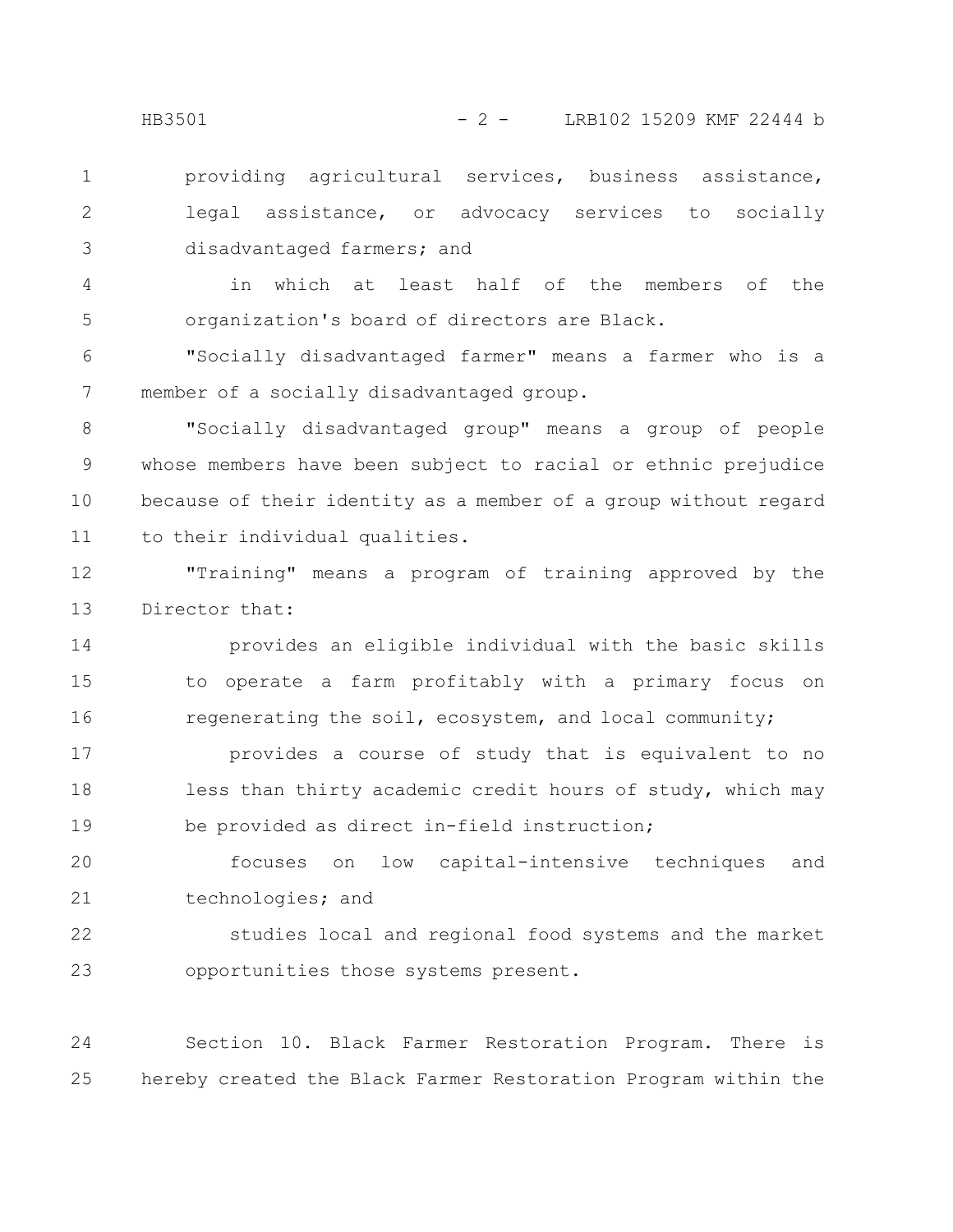providing agricultural services, business assistance, legal assistance, or advocacy services to socially disadvantaged farmers; and

in which at least half of the members of the organization's board of directors are Black.

"Socially disadvantaged farmer" means a farmer who is a member of a socially disadvantaged group.

"Socially disadvantaged group" means a group of people whose members have been subject to racial or ethnic prejudice because of their identity as a member of a group without regard to their individual qualities.

"Training" means a program of training approved by the Director that:

provides an eligible individual with the basic skills to operate a farm profitably with a primary focus on regenerating the soil, ecosystem, and local community;

provides a course of study that is equivalent to no less than thirty academic credit hours of study, which may be provided as direct in-field instruction;

focuses on low capital-intensive techniques and technologies; and

studies local and regional food systems and the market opportunities those systems present.

Section 10. Black Farmer Restoration Program. There is hereby created the Black Farmer Restoration Program within the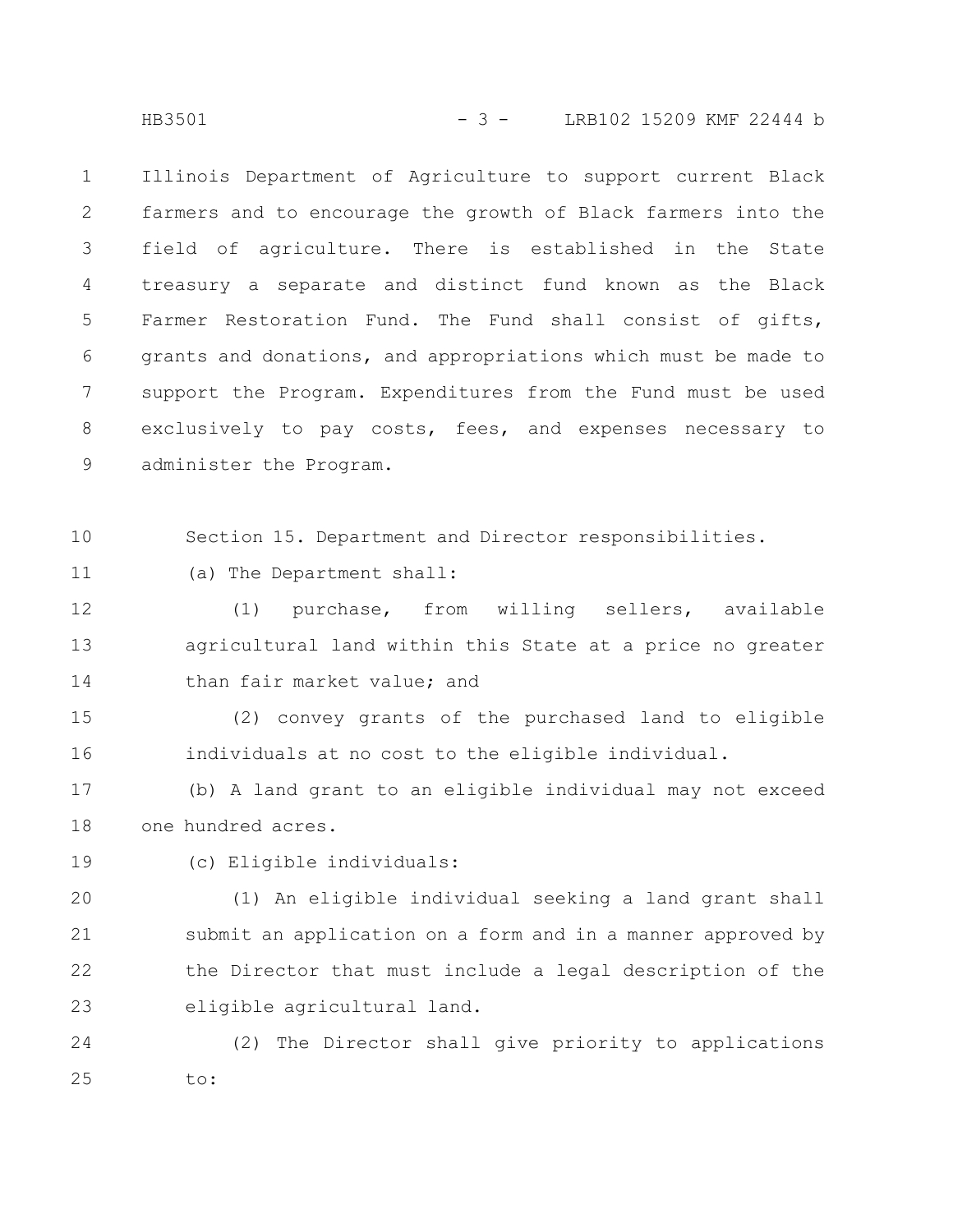Illinois Department of Agriculture to support current Black farmers and to encourage the growth of Black farmers into the field of agriculture. There is established in the State treasury a separate and distinct fund known as the Black Farmer Restoration Fund. The Fund shall consist of gifts, grants and donations, and appropriations which must be made to support the Program. Expenditures from the Fund must be used exclusively to pay costs, fees, and expenses necessary to administer the Program.

Section 15. Department and Director responsibilities.

(a) The Department shall:

(1) purchase, from willing sellers, available agricultural land within this State at a price no greater than fair market value; and

(2) convey grants of the purchased land to eligible individuals at no cost to the eligible individual.

(b) A land grant to an eligible individual may not exceed one hundred acres.

(c) Eligible individuals:

(1) An eligible individual seeking a land grant shall submit an application on a form and in a manner approved by the Director that must include a legal description of the eligible agricultural land.

(2) The Director shall give priority to applications to: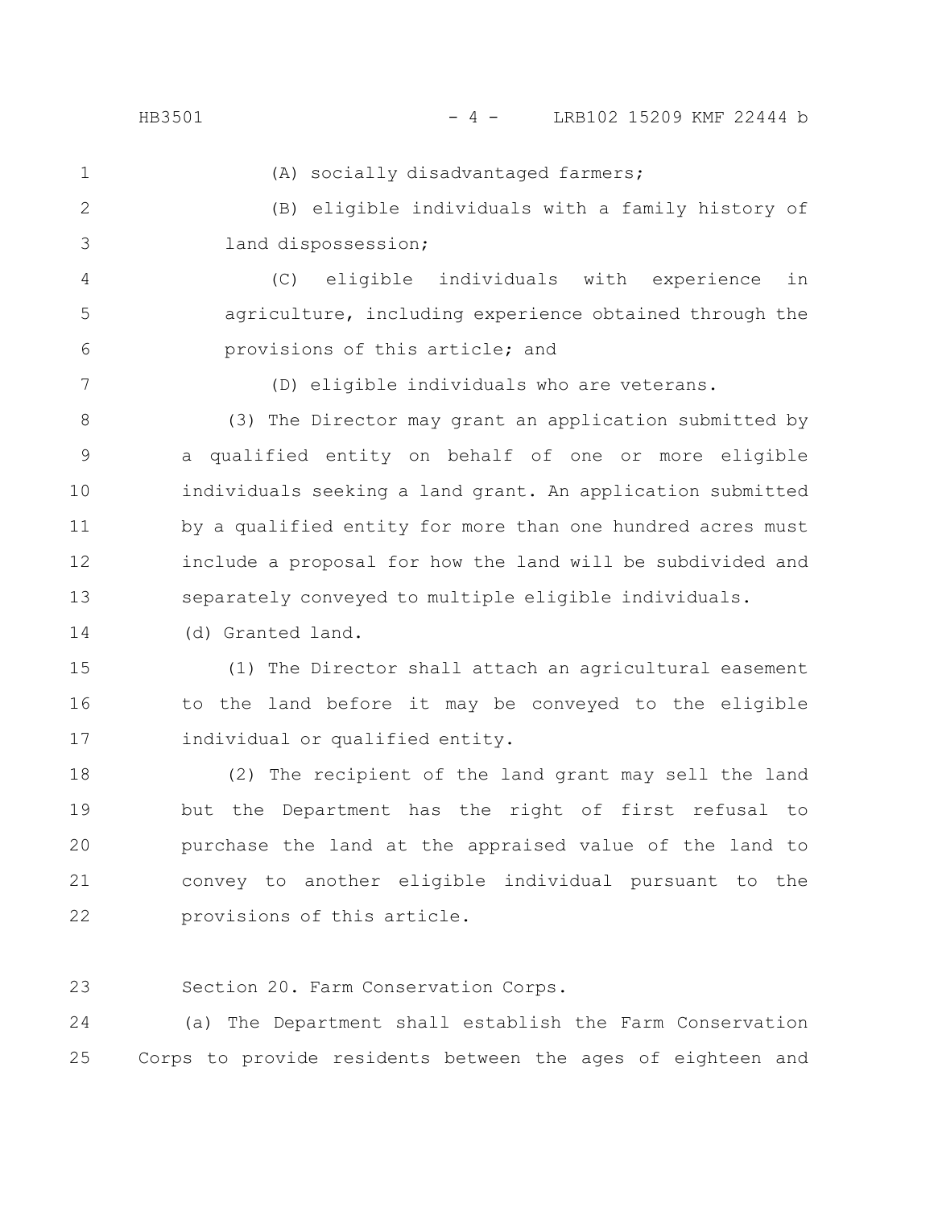(A) socially disadvantaged farmers;

(B) eligible individuals with a family history of land dispossession;

(C) eligible individuals with experience in agriculture, including experience obtained through the provisions of this article; and

(D) eligible individuals who are veterans.

(3) The Director may grant an application submitted by a qualified entity on behalf of one or more eligible individuals seeking a land grant. An application submitted by a qualified entity for more than one hundred acres must include a proposal for how the land will be subdivided and separately conveyed to multiple eligible individuals.

(d) Granted land.

(1) The Director shall attach an agricultural easement to the land before it may be conveyed to the eligible individual or qualified entity.

(2) The recipient of the land grant may sell the land but the Department has the right of first refusal to purchase the land at the appraised value of the land to convey to another eligible individual pursuant to the provisions of this article.

Section 20. Farm Conservation Corps.

(a) The Department shall establish the Farm Conservation Corps to provide residents between the ages of eighteen and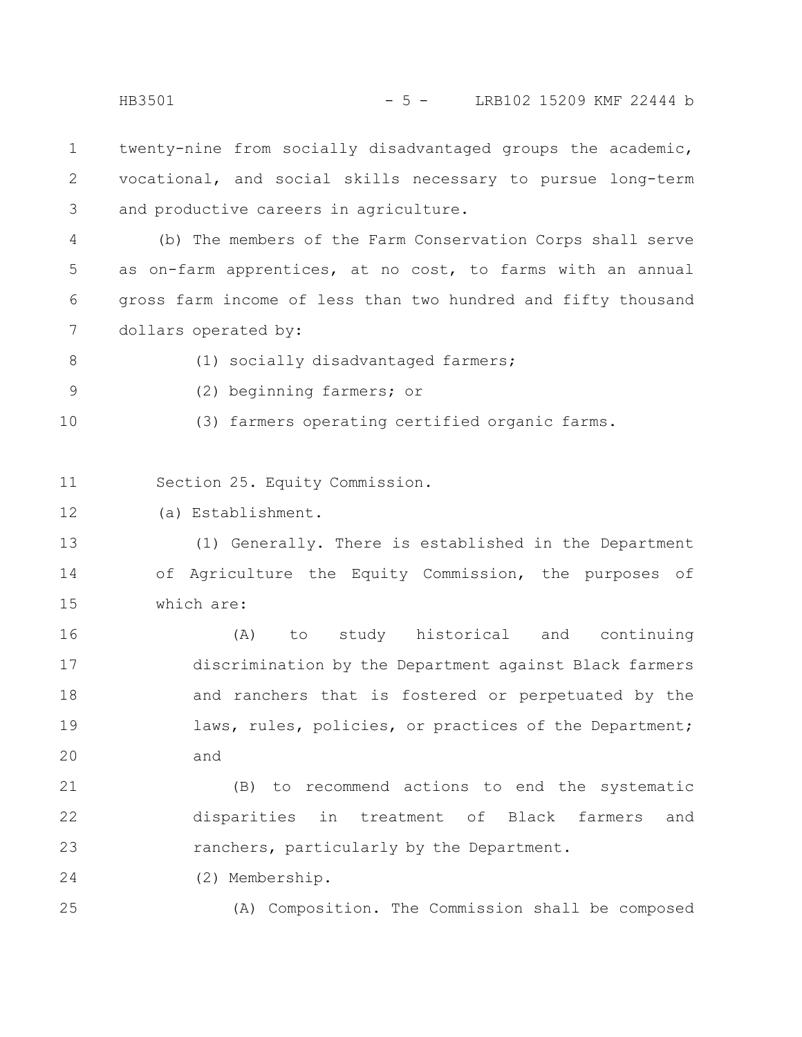twenty-nine from socially disadvantaged groups the academic, vocational, and social skills necessary to pursue long-term and productive careers in agriculture.

(b) The members of the Farm Conservation Corps shall serve as on-farm apprentices, at no cost, to farms with an annual gross farm income of less than two hundred and fifty thousand dollars operated by:

(1) socially disadvantaged farmers;

(2) beginning farmers; or

(3) farmers operating certified organic farms.

Section 25. Equity Commission.

(a) Establishment.

(1) Generally. There is established in the Department of Agriculture the Equity Commission, the purposes of which are:

(A) to study historical and continuing discrimination by the Department against Black farmers and ranchers that is fostered or perpetuated by the laws, rules, policies, or practices of the Department; and

(B) to recommend actions to end the systematic disparities in treatment of Black farmers and ranchers, particularly by the Department.

(2) Membership.

(A) Composition. The Commission shall be composed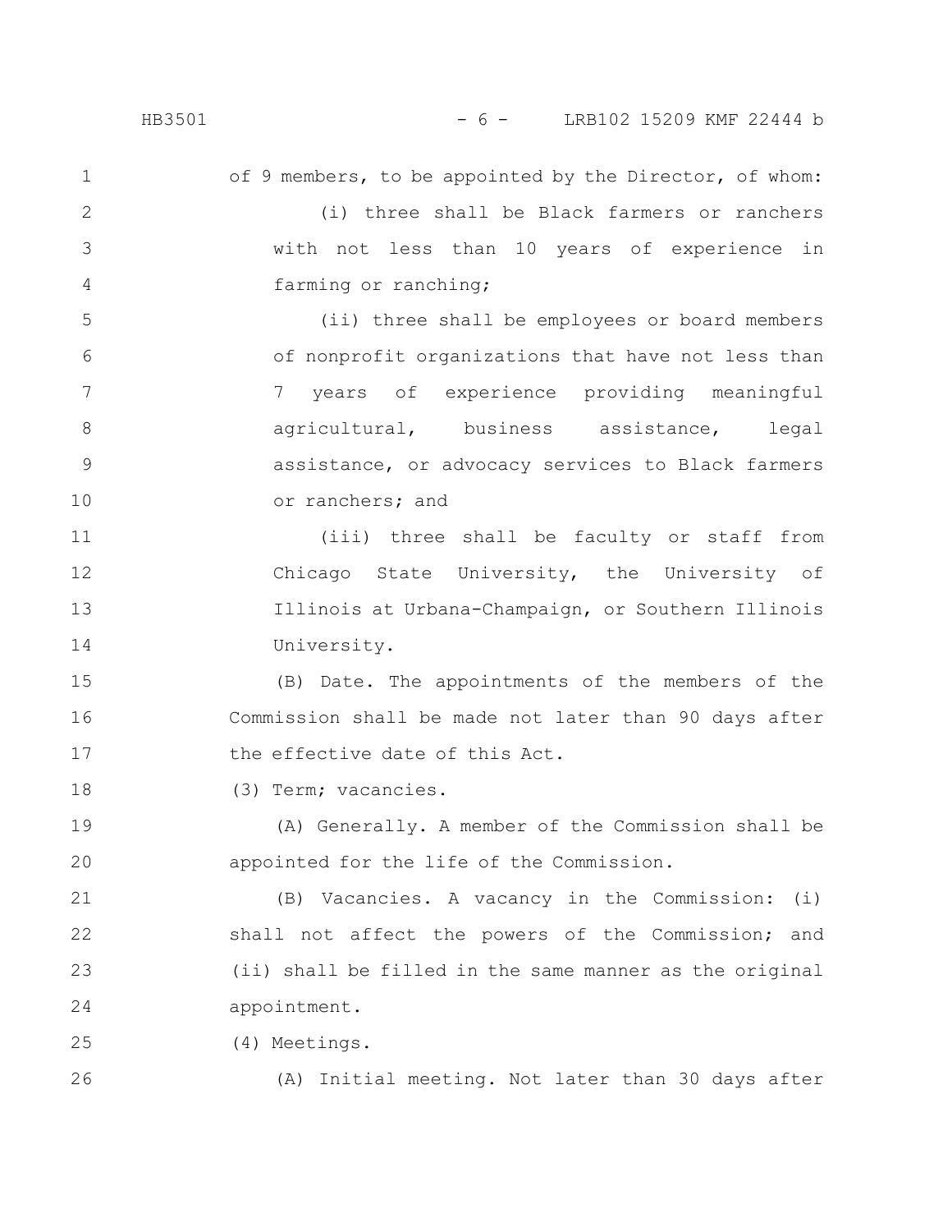of 9 members, to be appointed by the Director, of whom:

(i) three shall be Black farmers or ranchers with not less than 10 years of experience in farming or ranching;

(ii) three shall be employees or board members of nonprofit organizations that have not less than 7 years of experience providing meaningful agricultural, business assistance, legal assistance, or advocacy services to Black farmers or ranchers; and

(iii) three shall be faculty or staff from Chicago State University, the University of Illinois at Urbana-Champaign, or Southern Illinois University.

(B) Date. The appointments of the members of the Commission shall be made not later than 90 days after the effective date of this Act.

(3) Term; vacancies.

(A) Generally. A member of the Commission shall be appointed for the life of the Commission.

(B) Vacancies. A vacancy in the Commission: (i) shall not affect the powers of the Commission; and (ii) shall be filled in the same manner as the original appointment.

(4) Meetings.

(A) Initial meeting. Not later than 30 days after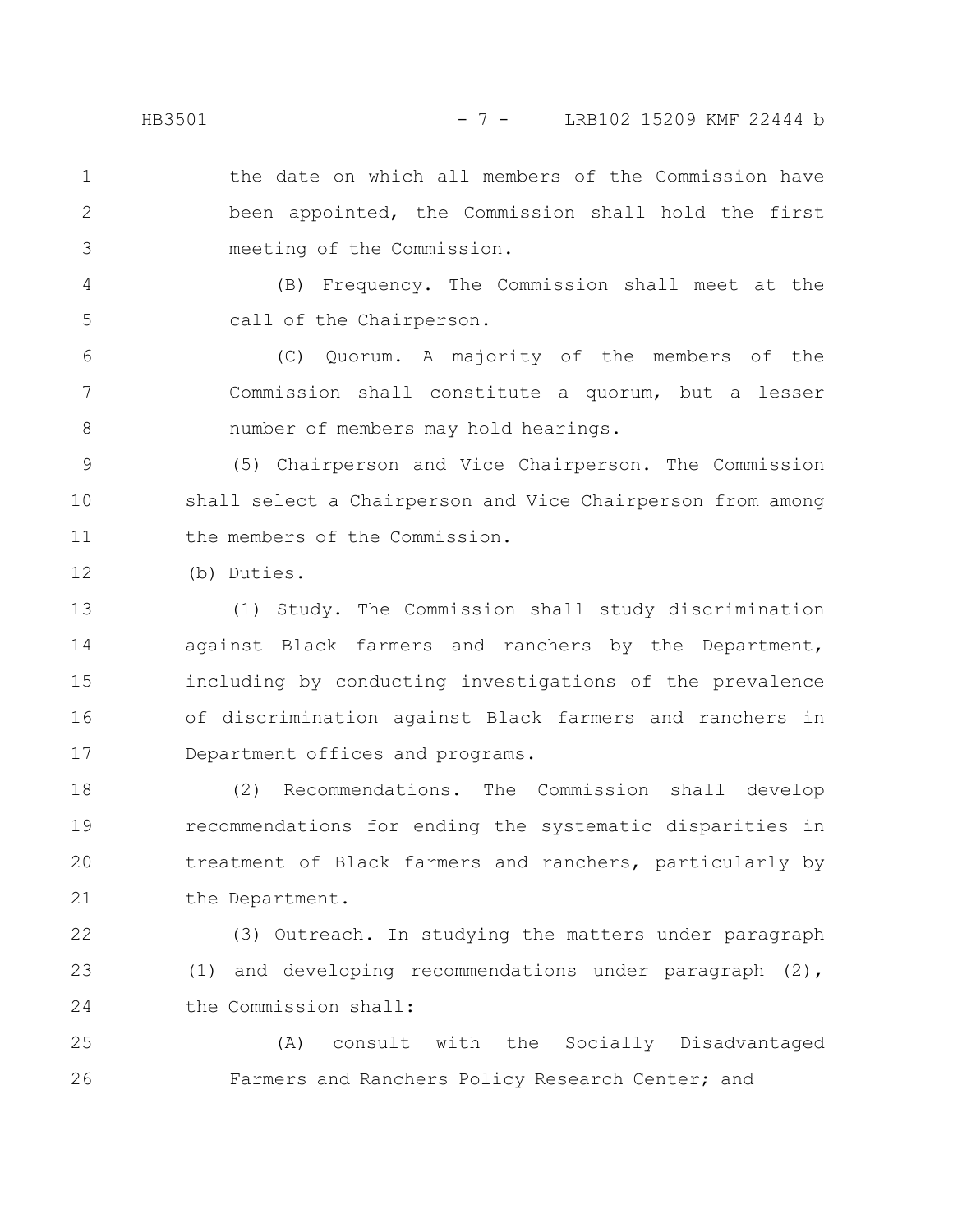the date on which all members of the Commission have been appointed, the Commission shall hold the first meeting of the Commission.

(B) Frequency. The Commission shall meet at the call of the Chairperson.

(C) Quorum. A majority of the members of the Commission shall constitute a quorum, but a lesser number of members may hold hearings.

(5) Chairperson and Vice Chairperson. The Commission shall select a Chairperson and Vice Chairperson from among the members of the Commission.

(b) Duties.

(1) Study. The Commission shall study discrimination against Black farmers and ranchers by the Department, including by conducting investigations of the prevalence of discrimination against Black farmers and ranchers in Department offices and programs.

(2) Recommendations. The Commission shall develop recommendations for ending the systematic disparities in treatment of Black farmers and ranchers, particularly by the Department.

(3) Outreach. In studying the matters under paragraph (1) and developing recommendations under paragraph (2), the Commission shall:

(A) consult with the Socially Disadvantaged Farmers and Ranchers Policy Research Center; and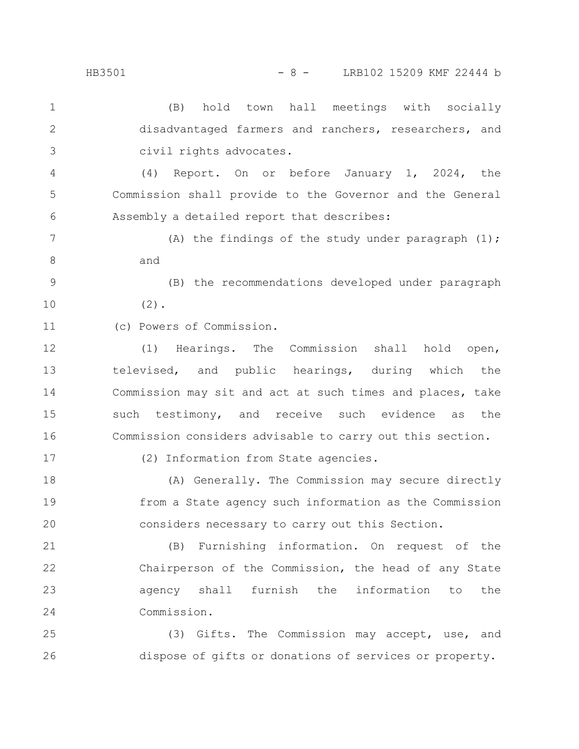(B) hold town hall meetings with socially disadvantaged farmers and ranchers, researchers, and civil rights advocates.

(4) Report. On or before January 1, 2024, the Commission shall provide to the Governor and the General Assembly a detailed report that describes:

(A) the findings of the study under paragraph (1); and

(B) the recommendations developed under paragraph (2).

(c) Powers of Commission.

(1) Hearings. The Commission shall hold open, televised, and public hearings, during which the Commission may sit and act at such times and places, take such testimony, and receive such evidence as the Commission considers advisable to carry out this section.

(2) Information from State agencies.

(A) Generally. The Commission may secure directly from a State agency such information as the Commission considers necessary to carry out this Section.

(B) Furnishing information. On request of the Chairperson of the Commission, the head of any State agency shall furnish the information to the Commission.

(3) Gifts. The Commission may accept, use, and dispose of gifts or donations of services or property.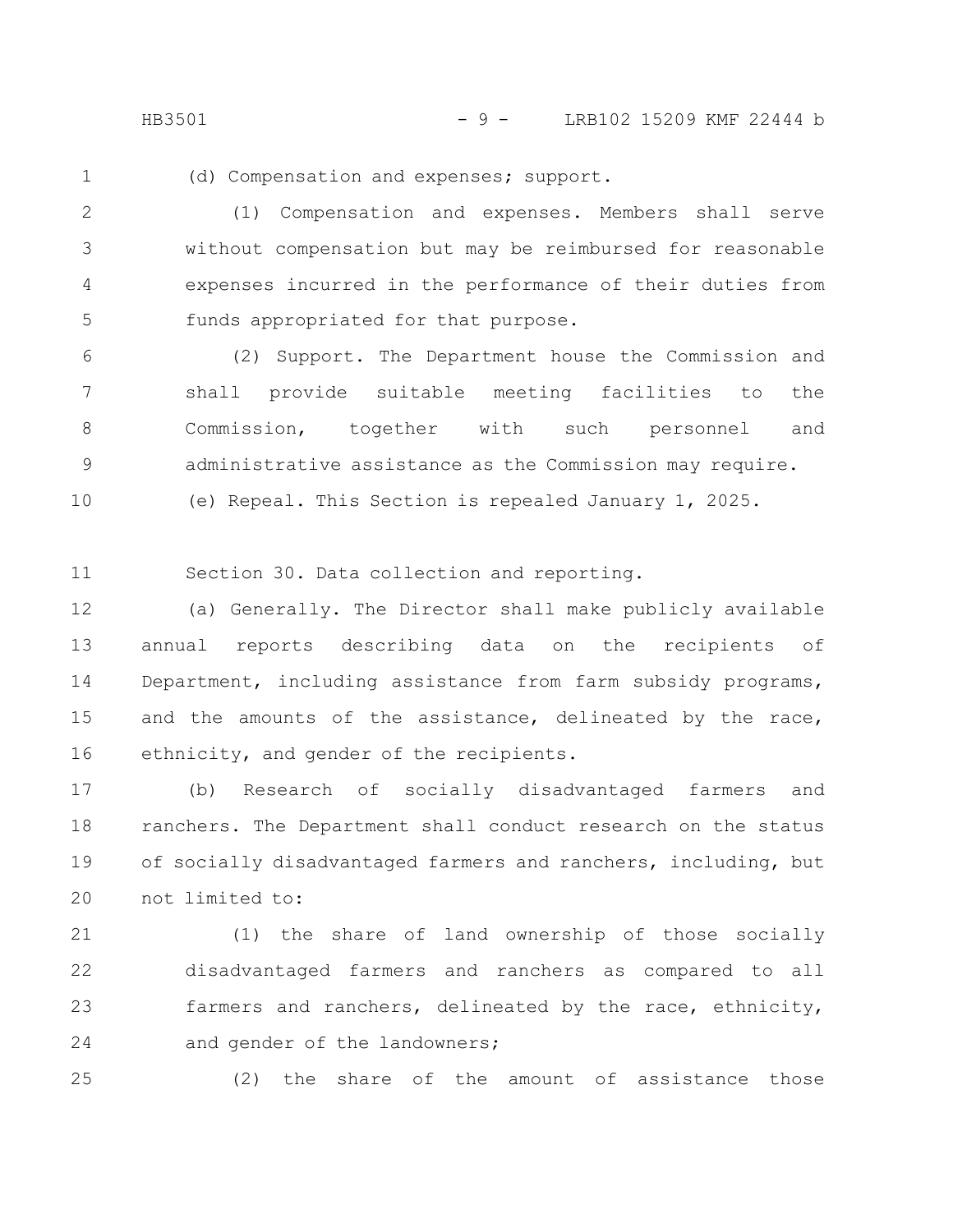(d) Compensation and expenses; support.

(1) Compensation and expenses. Members shall serve without compensation but may be reimbursed for reasonable expenses incurred in the performance of their duties from funds appropriated for that purpose.

(2) Support. The Department house the Commission and shall provide suitable meeting facilities to the Commission, together with such personnel and administrative assistance as the Commission may require.

(e) Repeal. This Section is repealed January 1, 2025.

Section 30. Data collection and reporting.

(a) Generally. The Director shall make publicly available annual reports describing data on the recipients of Department, including assistance from farm subsidy programs, and the amounts of the assistance, delineated by the race, ethnicity, and gender of the recipients.

(b) Research of socially disadvantaged farmers and ranchers. The Department shall conduct research on the status of socially disadvantaged farmers and ranchers, including, but not limited to:

(1) the share of land ownership of those socially disadvantaged farmers and ranchers as compared to all farmers and ranchers, delineated by the race, ethnicity, and gender of the landowners;

(2) the share of the amount of assistance those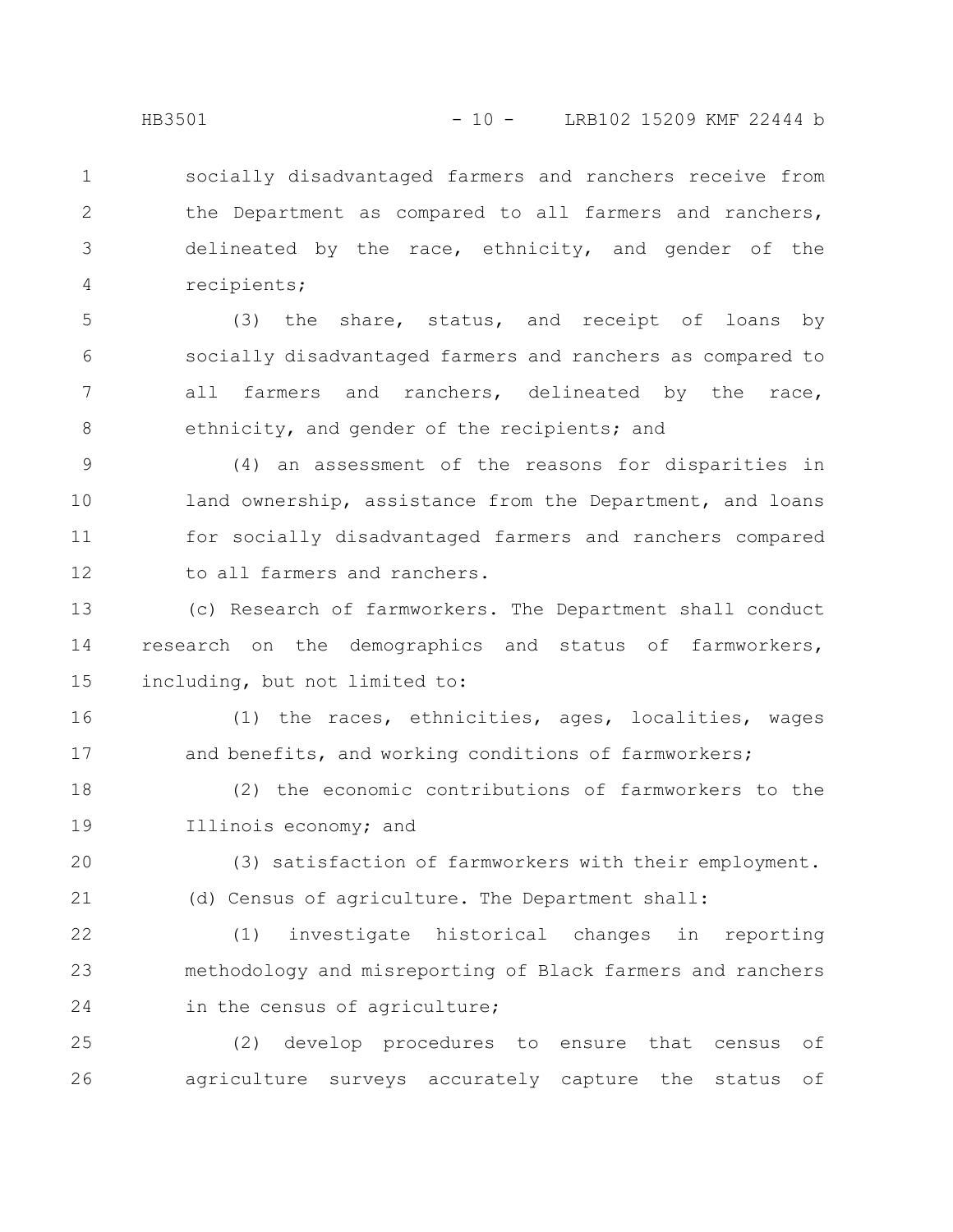socially disadvantaged farmers and ranchers receive from the Department as compared to all farmers and ranchers, delineated by the race, ethnicity, and gender of the recipients;

(3) the share, status, and receipt of loans by socially disadvantaged farmers and ranchers as compared to all farmers and ranchers, delineated by the race, ethnicity, and gender of the recipients; and

(4) an assessment of the reasons for disparities in land ownership, assistance from the Department, and loans for socially disadvantaged farmers and ranchers compared to all farmers and ranchers.

(c) Research of farmworkers. The Department shall conduct research on the demographics and status of farmworkers, including, but not limited to:

(1) the races, ethnicities, ages, localities, wages and benefits, and working conditions of farmworkers;

(2) the economic contributions of farmworkers to the Illinois economy; and

(3) satisfaction of farmworkers with their employment.

(d) Census of agriculture. The Department shall:

(1) investigate historical changes in reporting methodology and misreporting of Black farmers and ranchers in the census of agriculture;

(2) develop procedures to ensure that census of agriculture surveys accurately capture the status of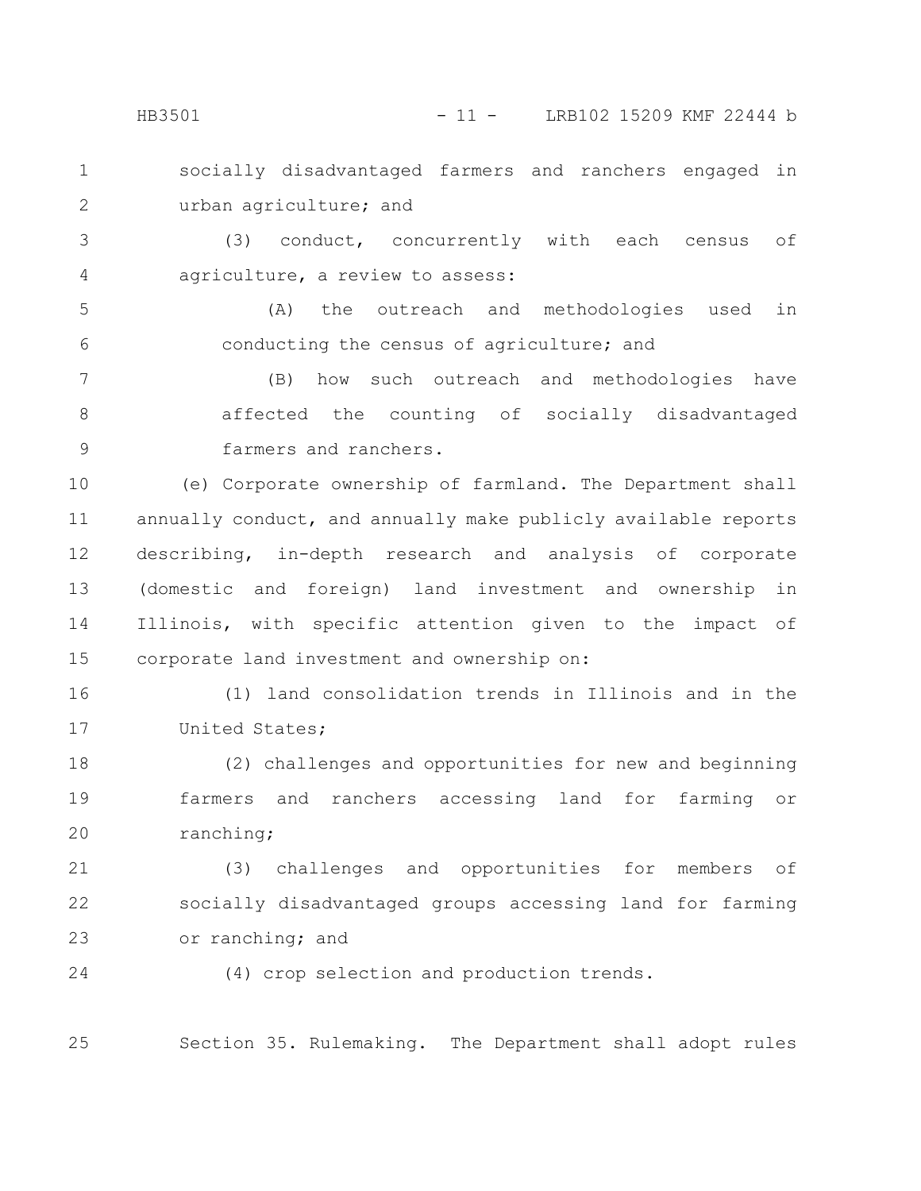socially disadvantaged farmers and ranchers engaged in urban agriculture; and

(3) conduct, concurrently with each census of agriculture, a review to assess:

(A) the outreach and methodologies used in conducting the census of agriculture; and

(B) how such outreach and methodologies have affected the counting of socially disadvantaged farmers and ranchers.

(e) Corporate ownership of farmland. The Department shall annually conduct, and annually make publicly available reports describing, in-depth research and analysis of corporate (domestic and foreign) land investment and ownership in Illinois, with specific attention given to the impact of corporate land investment and ownership on:

(1) land consolidation trends in Illinois and in the United States;

(2) challenges and opportunities for new and beginning farmers and ranchers accessing land for farming or ranching;

(3) challenges and opportunities for members of socially disadvantaged groups accessing land for farming or ranching; and

(4) crop selection and production trends.

Section 35. Rulemaking. The Department shall adopt rules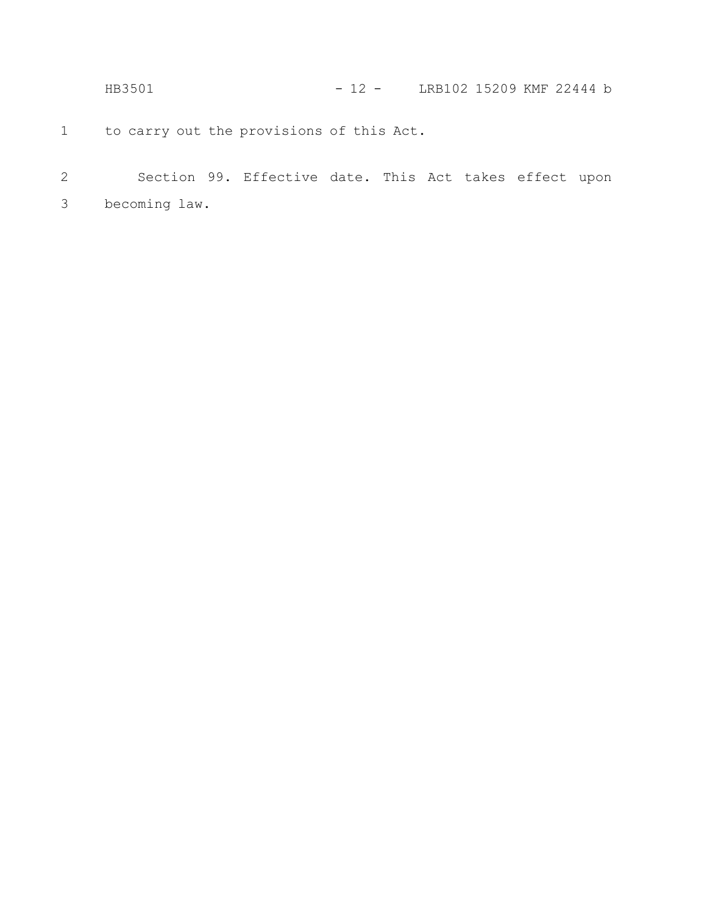to carry out the provisions of this Act.

Section 99. Effective date. This Act takes effect upon becoming law.